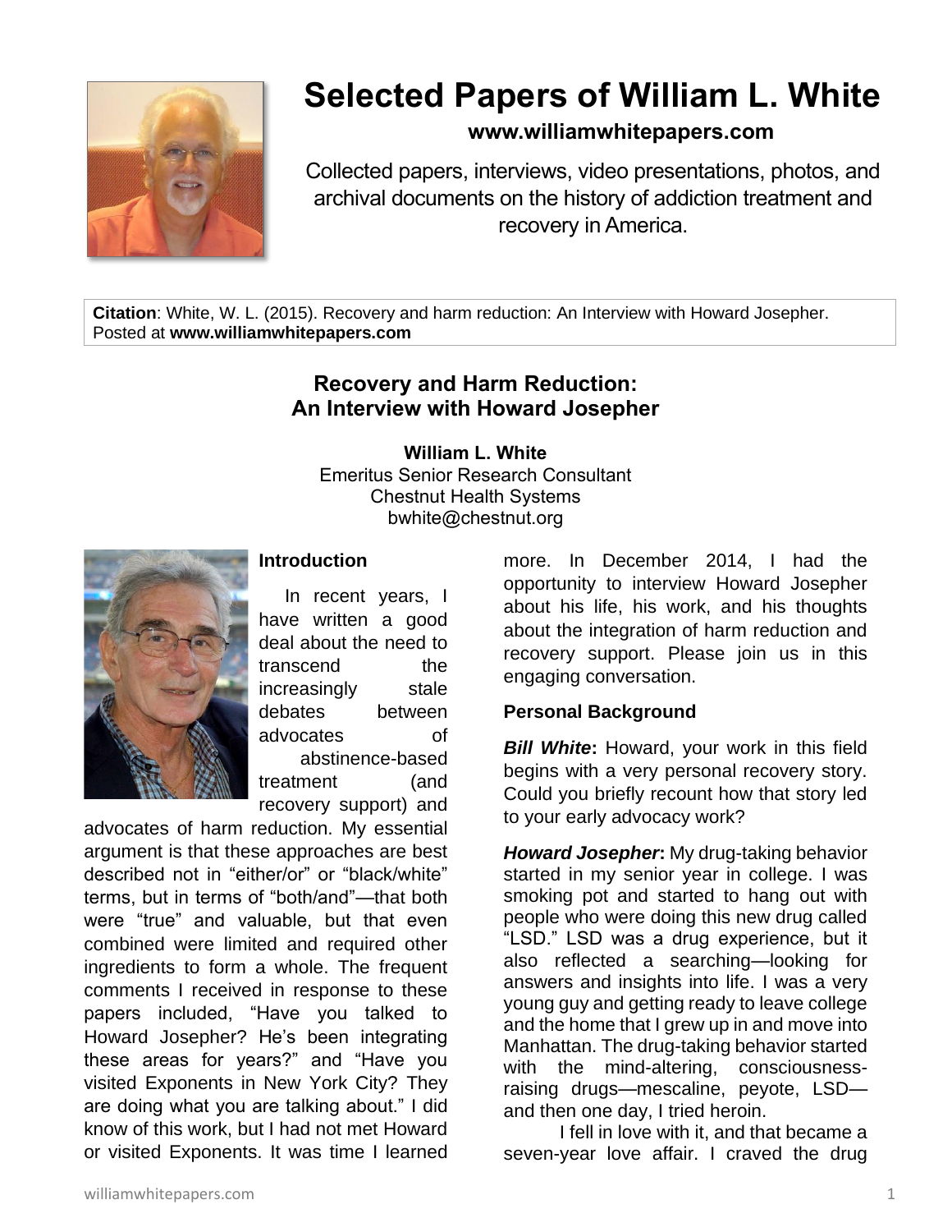# Selected Papers of William L. White

**www.williamwhitepapers.com**

Collected papers, interviews, video presentations, photos, and archival documents on the history of addiction treatment and recovery in America.

**Citation**: White, W. L. (2015). Recovery and harm reduction: An Interview with Howard Josepher. Posted at **www.williamwhitepapers.com**

## Recovery and Harm Reduction: An Interview with Howard Josepher

**William L. White**
Emeritus Senior Research Consultant
Chestnut Health Systems
bwhite@chestnut.org

### Introduction

In recent years, I have written a good deal about the need to transcend the increasingly stale debates between advocates of abstinence-based treatment (and recovery support) and advocates of harm reduction. My essential argument is that these approaches are best described not in "either/or" or "black/white" terms, but in terms of "both/and"—that both were "true" and valuable, but that even combined were limited and required other ingredients to form a whole. The frequent comments I received in response to these papers included, "Have you talked to Howard Josepher? He's been integrating these areas for years?" and "Have you visited Exponents in New York City? They are doing what you are talking about." I did know of this work, but I had not met Howard or visited Exponents. It was time I learned more. In December 2014, I had the opportunity to interview Howard Josepher about his life, his work, and his thoughts about the integration of harm reduction and recovery support. Please join us in this engaging conversation.

### Personal Background

***Bill White*:** Howard, your work in this field begins with a very personal recovery story. Could you briefly recount how that story led to your early advocacy work?

***Howard Josepher*:** My drug-taking behavior started in my senior year in college. I was smoking pot and started to hang out with people who were doing this new drug called "LSD." LSD was a drug experience, but it also reflected a searching—looking for answers and insights into life. I was a very young guy and getting ready to leave college and the home that I grew up in and move into Manhattan. The drug-taking behavior started with the mind-altering, consciousness-raising drugs—mescaline, peyote, LSD—and then one day, I tried heroin.

I fell in love with it, and that became a seven-year love affair. I craved the drug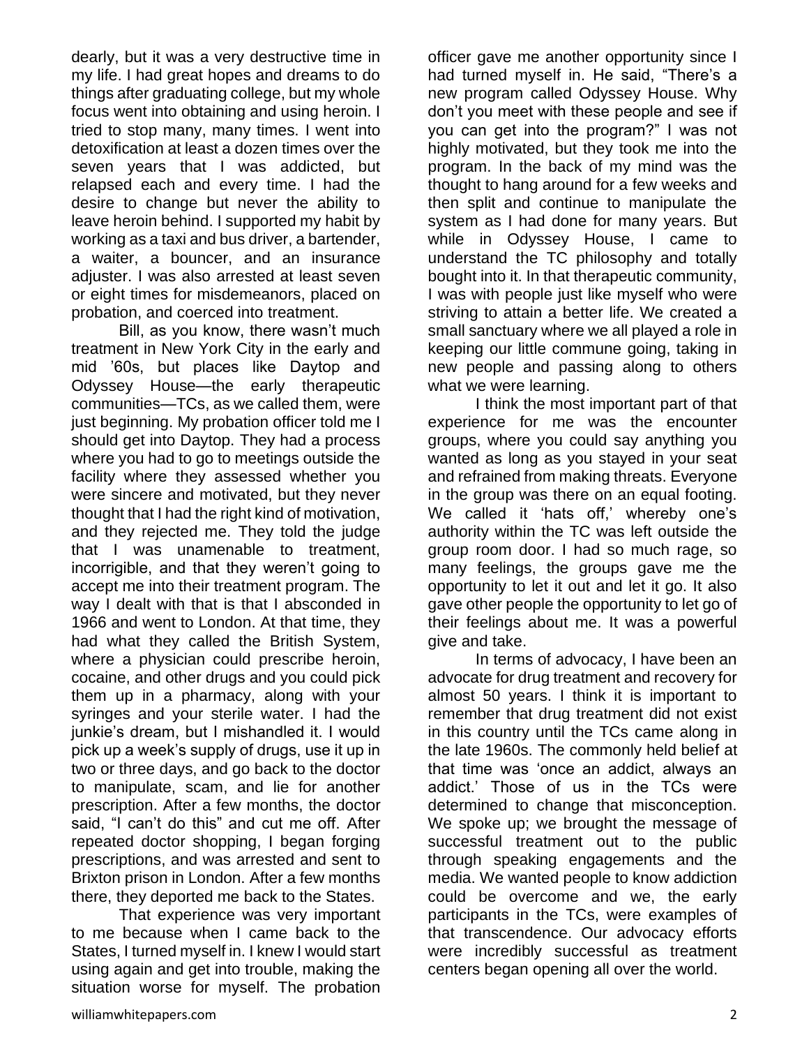dearly, but it was a very destructive time in my life. I had great hopes and dreams to do things after graduating college, but my whole focus went into obtaining and using heroin. I tried to stop many, many times. I went into detoxification at least a dozen times over the seven years that I was addicted, but relapsed each and every time. I had the desire to change but never the ability to leave heroin behind. I supported my habit by working as a taxi and bus driver, a bartender, a waiter, a bouncer, and an insurance adjuster. I was also arrested at least seven or eight times for misdemeanors, placed on probation, and coerced into treatment.

Bill, as you know, there wasn't much treatment in New York City in the early and mid '60s, but places like Daytop and Odyssey House—the early therapeutic communities—TCs, as we called them, were just beginning. My probation officer told me I should get into Daytop. They had a process where you had to go to meetings outside the facility where they assessed whether you were sincere and motivated, but they never thought that I had the right kind of motivation, and they rejected me. They told the judge that I was unamenable to treatment, incorrigible, and that they weren't going to accept me into their treatment program. The way I dealt with that is that I absconded in 1966 and went to London. At that time, they had what they called the British System, where a physician could prescribe heroin, cocaine, and other drugs and you could pick them up in a pharmacy, along with your syringes and your sterile water. I had the junkie's dream, but I mishandled it. I would pick up a week's supply of drugs, use it up in two or three days, and go back to the doctor to manipulate, scam, and lie for another prescription. After a few months, the doctor said, "I can't do this" and cut me off. After repeated doctor shopping, I began forging prescriptions, and was arrested and sent to Brixton prison in London. After a few months there, they deported me back to the States.

That experience was very important to me because when I came back to the States, I turned myself in. I knew I would start using again and get into trouble, making the situation worse for myself. The probation officer gave me another opportunity since I had turned myself in. He said, "There's a new program called Odyssey House. Why don't you meet with these people and see if you can get into the program?" I was not highly motivated, but they took me into the program. In the back of my mind was the thought to hang around for a few weeks and then split and continue to manipulate the system as I had done for many years. But while in Odyssey House, I came to understand the TC philosophy and totally bought into it. In that therapeutic community, I was with people just like myself who were striving to attain a better life. We created a small sanctuary where we all played a role in keeping our little commune going, taking in new people and passing along to others what we were learning.

I think the most important part of that experience for me was the encounter groups, where you could say anything you wanted as long as you stayed in your seat and refrained from making threats. Everyone in the group was there on an equal footing. We called it 'hats off,' whereby one's authority within the TC was left outside the group room door. I had so much rage, so many feelings, the groups gave me the opportunity to let it out and let it go. It also gave other people the opportunity to let go of their feelings about me. It was a powerful give and take.

In terms of advocacy, I have been an advocate for drug treatment and recovery for almost 50 years. I think it is important to remember that drug treatment did not exist in this country until the TCs came along in the late 1960s. The commonly held belief at that time was 'once an addict, always an addict.' Those of us in the TCs were determined to change that misconception. We spoke up; we brought the message of successful treatment out to the public through speaking engagements and the media. We wanted people to know addiction could be overcome and we, the early participants in the TCs, were examples of that transcendence. Our advocacy efforts were incredibly successful as treatment centers began opening all over the world.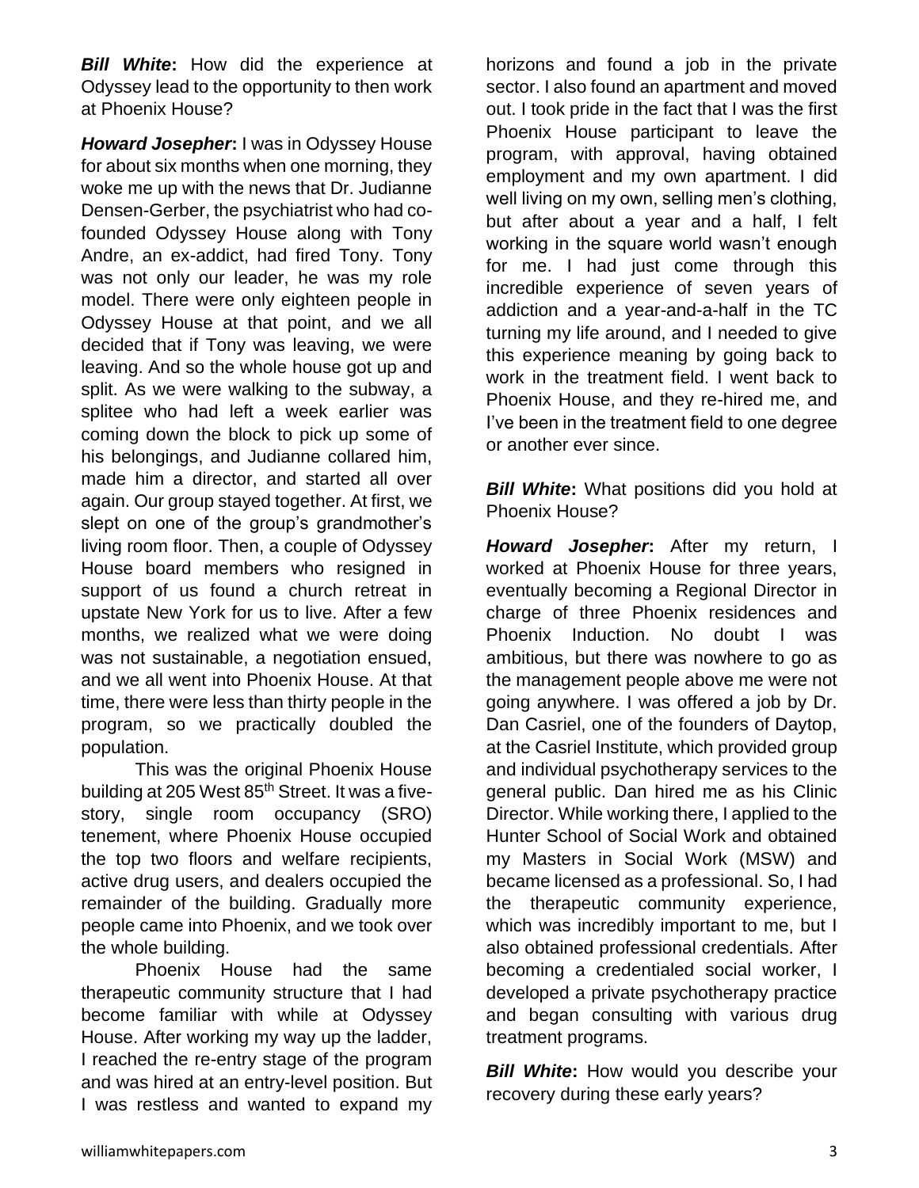***Bill White*****:** How did the experience at Odyssey lead to the opportunity to then work at Phoenix House?

***Howard Josepher*****:** I was in Odyssey House for about six months when one morning, they woke me up with the news that Dr. Judianne Densen-Gerber, the psychiatrist who had co-founded Odyssey House along with Tony Andre, an ex-addict, had fired Tony. Tony was not only our leader, he was my role model. There were only eighteen people in Odyssey House at that point, and we all decided that if Tony was leaving, we were leaving. And so the whole house got up and split. As we were walking to the subway, a splitee who had left a week earlier was coming down the block to pick up some of his belongings, and Judianne collared him, made him a director, and started all over again. Our group stayed together. At first, we slept on one of the group's grandmother's living room floor. Then, a couple of Odyssey House board members who resigned in support of us found a church retreat in upstate New York for us to live. After a few months, we realized what we were doing was not sustainable, a negotiation ensued, and we all went into Phoenix House. At that time, there were less than thirty people in the program, so we practically doubled the population.

This was the original Phoenix House building at 205 West 85th Street. It was a five-story, single room occupancy (SRO) tenement, where Phoenix House occupied the top two floors and welfare recipients, active drug users, and dealers occupied the remainder of the building. Gradually more people came into Phoenix, and we took over the whole building.

Phoenix House had the same therapeutic community structure that I had become familiar with while at Odyssey House. After working my way up the ladder, I reached the re-entry stage of the program and was hired at an entry-level position. But I was restless and wanted to expand my horizons and found a job in the private sector. I also found an apartment and moved out. I took pride in the fact that I was the first Phoenix House participant to leave the program, with approval, having obtained employment and my own apartment. I did well living on my own, selling men's clothing, but after about a year and a half, I felt working in the square world wasn't enough for me. I had just come through this incredible experience of seven years of addiction and a year-and-a-half in the TC turning my life around, and I needed to give this experience meaning by going back to work in the treatment field. I went back to Phoenix House, and they re-hired me, and I've been in the treatment field to one degree or another ever since.

***Bill White*****:** What positions did you hold at Phoenix House?

***Howard Josepher*****:** After my return, I worked at Phoenix House for three years, eventually becoming a Regional Director in charge of three Phoenix residences and Phoenix Induction. No doubt I was ambitious, but there was nowhere to go as the management people above me were not going anywhere. I was offered a job by Dr. Dan Casriel, one of the founders of Daytop, at the Casriel Institute, which provided group and individual psychotherapy services to the general public. Dan hired me as his Clinic Director. While working there, I applied to the Hunter School of Social Work and obtained my Masters in Social Work (MSW) and became licensed as a professional. So, I had the therapeutic community experience, which was incredibly important to me, but I also obtained professional credentials. After becoming a credentialed social worker, I developed a private psychotherapy practice and began consulting with various drug treatment programs.

***Bill White*****:** How would you describe your recovery during these early years?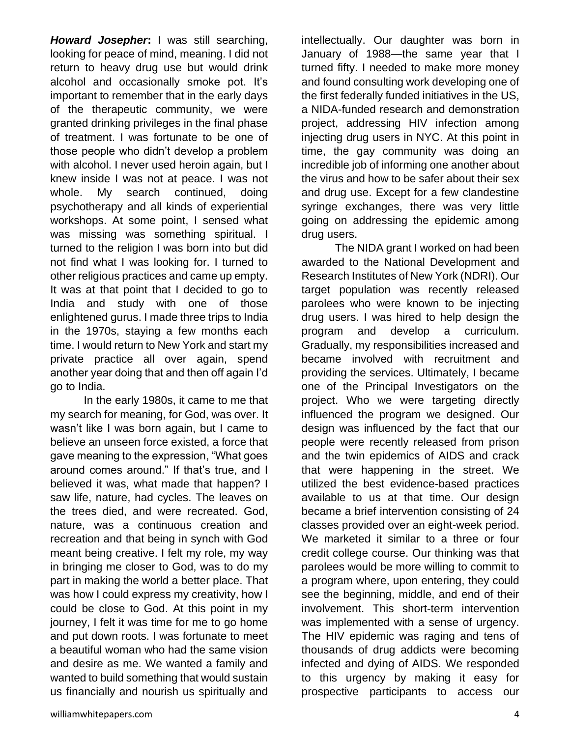***Howard Josepher*:** I was still searching, looking for peace of mind, meaning. I did not return to heavy drug use but would drink alcohol and occasionally smoke pot. It's important to remember that in the early days of the therapeutic community, we were granted drinking privileges in the final phase of treatment. I was fortunate to be one of those people who didn't develop a problem with alcohol. I never used heroin again, but I knew inside I was not at peace. I was not whole. My search continued, doing psychotherapy and all kinds of experiential workshops. At some point, I sensed what was missing was something spiritual. I turned to the religion I was born into but did not find what I was looking for. I turned to other religious practices and came up empty. It was at that point that I decided to go to India and study with one of those enlightened gurus. I made three trips to India in the 1970s, staying a few months each time. I would return to New York and start my private practice all over again, spend another year doing that and then off again I'd go to India.

In the early 1980s, it came to me that my search for meaning, for God, was over. It wasn't like I was born again, but I came to believe an unseen force existed, a force that gave meaning to the expression, "What goes around comes around." If that's true, and I believed it was, what made that happen? I saw life, nature, had cycles. The leaves on the trees died, and were recreated. God, nature, was a continuous creation and recreation and that being in synch with God meant being creative. I felt my role, my way in bringing me closer to God, was to do my part in making the world a better place. That was how I could express my creativity, how I could be close to God. At this point in my journey, I felt it was time for me to go home and put down roots. I was fortunate to meet a beautiful woman who had the same vision and desire as me. We wanted a family and wanted to build something that would sustain us financially and nourish us spiritually and intellectually. Our daughter was born in January of 1988—the same year that I turned fifty. I needed to make more money and found consulting work developing one of the first federally funded initiatives in the US, a NIDA-funded research and demonstration project, addressing HIV infection among injecting drug users in NYC. At this point in time, the gay community was doing an incredible job of informing one another about the virus and how to be safer about their sex and drug use. Except for a few clandestine syringe exchanges, there was very little going on addressing the epidemic among drug users.

The NIDA grant I worked on had been awarded to the National Development and Research Institutes of New York (NDRI). Our target population was recently released parolees who were known to be injecting drug users. I was hired to help design the program and develop a curriculum. Gradually, my responsibilities increased and became involved with recruitment and providing the services. Ultimately, I became one of the Principal Investigators on the project. Who we were targeting directly influenced the program we designed. Our design was influenced by the fact that our people were recently released from prison and the twin epidemics of AIDS and crack that were happening in the street. We utilized the best evidence-based practices available to us at that time. Our design became a brief intervention consisting of 24 classes provided over an eight-week period. We marketed it similar to a three or four credit college course. Our thinking was that parolees would be more willing to commit to a program where, upon entering, they could see the beginning, middle, and end of their involvement. This short-term intervention was implemented with a sense of urgency. The HIV epidemic was raging and tens of thousands of drug addicts were becoming infected and dying of AIDS. We responded to this urgency by making it easy for prospective participants to access our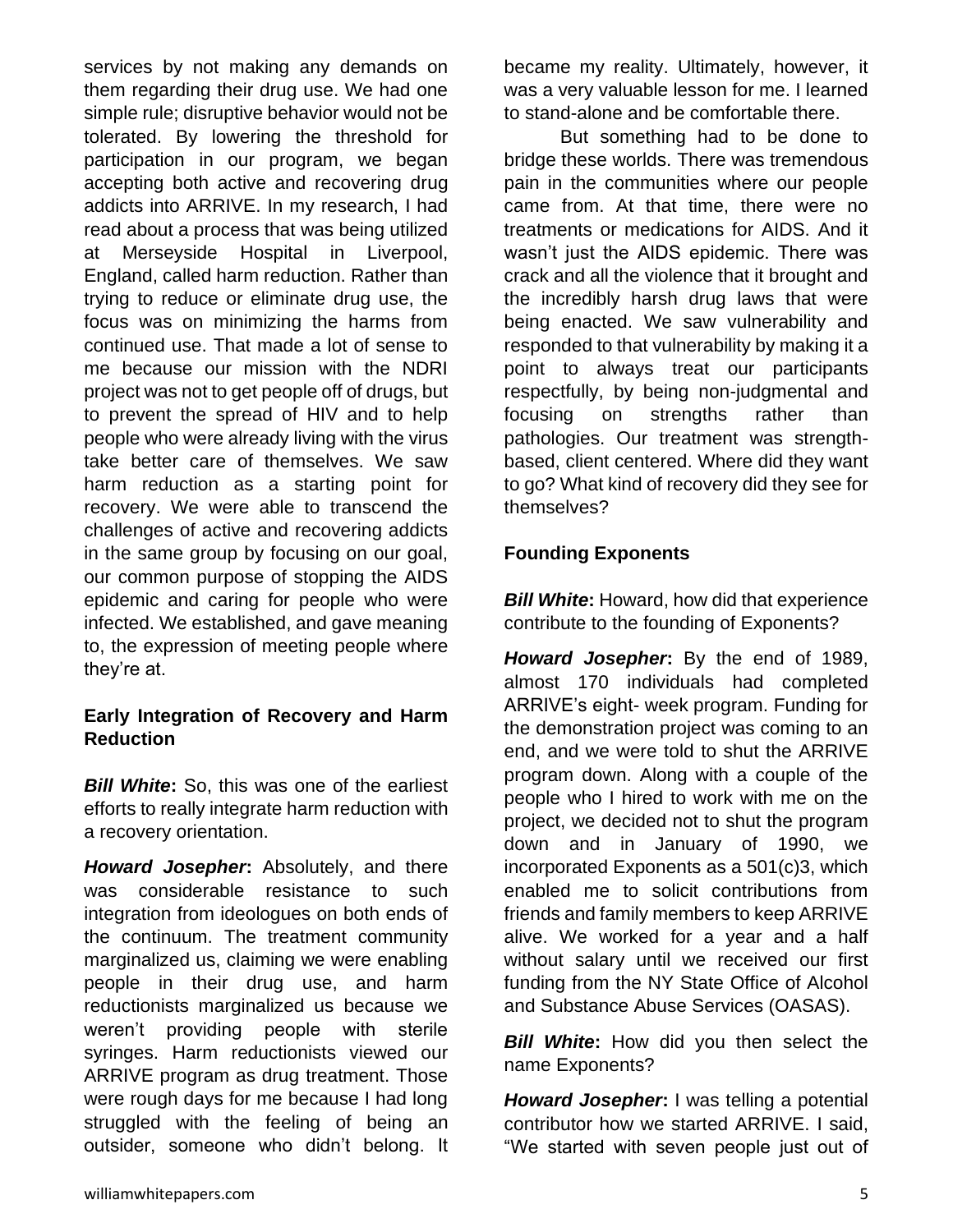services by not making any demands on them regarding their drug use. We had one simple rule; disruptive behavior would not be tolerated. By lowering the threshold for participation in our program, we began accepting both active and recovering drug addicts into ARRIVE. In my research, I had read about a process that was being utilized at Merseyside Hospital in Liverpool, England, called harm reduction. Rather than trying to reduce or eliminate drug use, the focus was on minimizing the harms from continued use. That made a lot of sense to me because our mission with the NDRI project was not to get people off of drugs, but to prevent the spread of HIV and to help people who were already living with the virus take better care of themselves. We saw harm reduction as a starting point for recovery. We were able to transcend the challenges of active and recovering addicts in the same group by focusing on our goal, our common purpose of stopping the AIDS epidemic and caring for people who were infected. We established, and gave meaning to, the expression of meeting people where they're at.

## Early Integration of Recovery and Harm Reduction

***Bill White*:** So, this was one of the earliest efforts to really integrate harm reduction with a recovery orientation.

***Howard Josepher*:** Absolutely, and there was considerable resistance to such integration from ideologues on both ends of the continuum. The treatment community marginalized us, claiming we were enabling people in their drug use, and harm reductionists marginalized us because we weren't providing people with sterile syringes. Harm reductionists viewed our ARRIVE program as drug treatment. Those were rough days for me because I had long struggled with the feeling of being an outsider, someone who didn't belong. It became my reality. Ultimately, however, it was a very valuable lesson for me. I learned to stand-alone and be comfortable there.

But something had to be done to bridge these worlds. There was tremendous pain in the communities where our people came from. At that time, there were no treatments or medications for AIDS. And it wasn't just the AIDS epidemic. There was crack and all the violence that it brought and the incredibly harsh drug laws that were being enacted. We saw vulnerability and responded to that vulnerability by making it a point to always treat our participants respectfully, by being non-judgmental and focusing on strengths rather than pathologies. Our treatment was strength-based, client centered. Where did they want to go? What kind of recovery did they see for themselves?

## Founding Exponents

***Bill White*:** Howard, how did that experience contribute to the founding of Exponents?

***Howard Josepher*:** By the end of 1989, almost 170 individuals had completed ARRIVE's eight- week program. Funding for the demonstration project was coming to an end, and we were told to shut the ARRIVE program down. Along with a couple of the people who I hired to work with me on the project, we decided not to shut the program down and in January of 1990, we incorporated Exponents as a 501(c)3, which enabled me to solicit contributions from friends and family members to keep ARRIVE alive. We worked for a year and a half without salary until we received our first funding from the NY State Office of Alcohol and Substance Abuse Services (OASAS).

***Bill White*:** How did you then select the name Exponents?

***Howard Josepher*:** I was telling a potential contributor how we started ARRIVE. I said, "We started with seven people just out of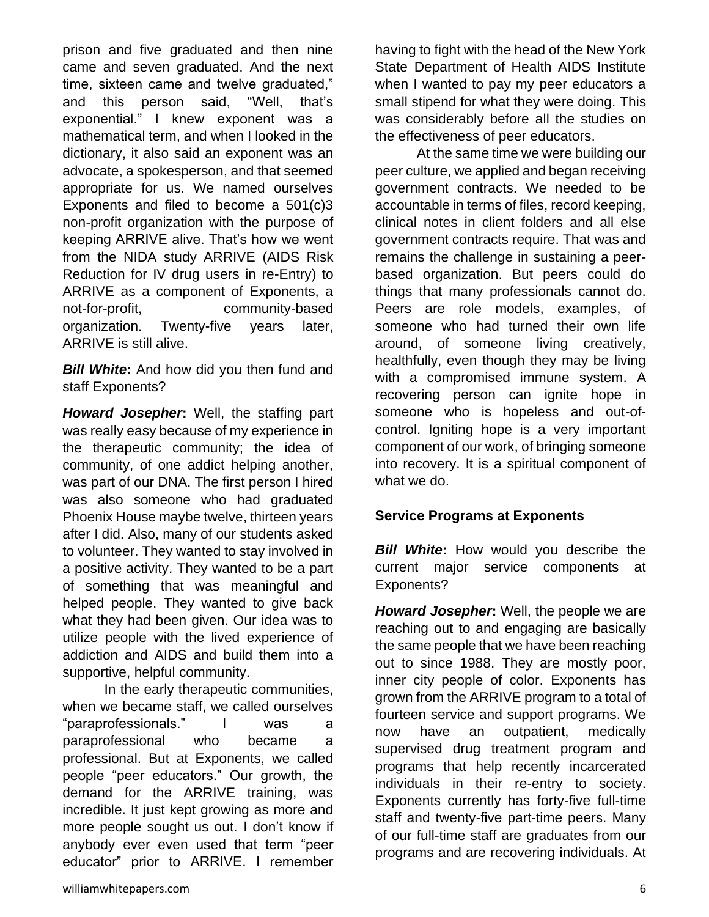prison and five graduated and then nine came and seven graduated. And the next time, sixteen came and twelve graduated," and this person said, "Well, that's exponential." I knew exponent was a mathematical term, and when I looked in the dictionary, it also said an exponent was an advocate, a spokesperson, and that seemed appropriate for us. We named ourselves Exponents and filed to become a 501(c)3 non-profit organization with the purpose of keeping ARRIVE alive. That's how we went from the NIDA study ARRIVE (AIDS Risk Reduction for IV drug users in re-Entry) to ARRIVE as a component of Exponents, a not-for-profit, community-based organization. Twenty-five years later, ARRIVE is still alive.

***Bill White*:** And how did you then fund and staff Exponents?

***Howard Josepher*:** Well, the staffing part was really easy because of my experience in the therapeutic community; the idea of community, of one addict helping another, was part of our DNA. The first person I hired was also someone who had graduated Phoenix House maybe twelve, thirteen years after I did. Also, many of our students asked to volunteer. They wanted to stay involved in a positive activity. They wanted to be a part of something that was meaningful and helped people. They wanted to give back what they had been given. Our idea was to utilize people with the lived experience of addiction and AIDS and build them into a supportive, helpful community.

In the early therapeutic communities, when we became staff, we called ourselves "paraprofessionals." I was a paraprofessional who became a professional. But at Exponents, we called people "peer educators." Our growth, the demand for the ARRIVE training, was incredible. It just kept growing as more and more people sought us out. I don't know if anybody ever even used that term "peer educator" prior to ARRIVE. I remember having to fight with the head of the New York State Department of Health AIDS Institute when I wanted to pay my peer educators a small stipend for what they were doing. This was considerably before all the studies on the effectiveness of peer educators.

At the same time we were building our peer culture, we applied and began receiving government contracts. We needed to be accountable in terms of files, record keeping, clinical notes in client folders and all else government contracts require. That was and remains the challenge in sustaining a peer-based organization. But peers could do things that many professionals cannot do. Peers are role models, examples, of someone who had turned their own life around, of someone living creatively, healthfully, even though they may be living with a compromised immune system. A recovering person can ignite hope in someone who is hopeless and out-of-control. Igniting hope is a very important component of our work, of bringing someone into recovery. It is a spiritual component of what we do.

**Service Programs at Exponents**

***Bill White*:** How would you describe the current major service components at Exponents?

***Howard Josepher*:** Well, the people we are reaching out to and engaging are basically the same people that we have been reaching out to since 1988. They are mostly poor, inner city people of color. Exponents has grown from the ARRIVE program to a total of fourteen service and support programs. We now have an outpatient, medically supervised drug treatment program and programs that help recently incarcerated individuals in their re-entry to society. Exponents currently has forty-five full-time staff and twenty-five part-time peers. Many of our full-time staff are graduates from our programs and are recovering individuals. At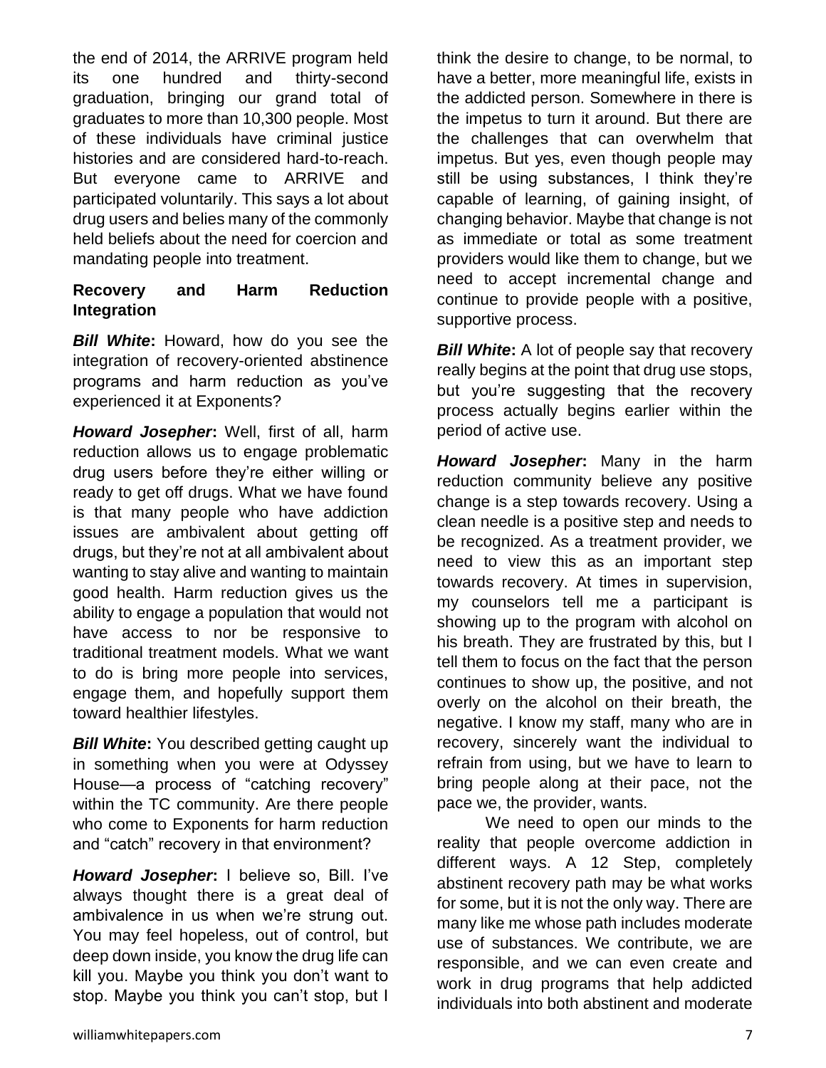the end of 2014, the ARRIVE program held its one hundred and thirty-second graduation, bringing our grand total of graduates to more than 10,300 people. Most of these individuals have criminal justice histories and are considered hard-to-reach. But everyone came to ARRIVE and participated voluntarily. This says a lot about drug users and belies many of the commonly held beliefs about the need for coercion and mandating people into treatment.

**Recovery and Harm Reduction Integration**

***Bill White*:** Howard, how do you see the integration of recovery-oriented abstinence programs and harm reduction as you've experienced it at Exponents?

***Howard Josepher*:** Well, first of all, harm reduction allows us to engage problematic drug users before they're either willing or ready to get off drugs. What we have found is that many people who have addiction issues are ambivalent about getting off drugs, but they're not at all ambivalent about wanting to stay alive and wanting to maintain good health. Harm reduction gives us the ability to engage a population that would not have access to nor be responsive to traditional treatment models. What we want to do is bring more people into services, engage them, and hopefully support them toward healthier lifestyles.

***Bill White*:** You described getting caught up in something when you were at Odyssey House—a process of "catching recovery" within the TC community. Are there people who come to Exponents for harm reduction and "catch" recovery in that environment?

***Howard Josepher*:** I believe so, Bill. I've always thought there is a great deal of ambivalence in us when we're strung out. You may feel hopeless, out of control, but deep down inside, you know the drug life can kill you. Maybe you think you don't want to stop. Maybe you think you can't stop, but I think the desire to change, to be normal, to have a better, more meaningful life, exists in the addicted person. Somewhere in there is the impetus to turn it around. But there are the challenges that can overwhelm that impetus. But yes, even though people may still be using substances, I think they're capable of learning, of gaining insight, of changing behavior. Maybe that change is not as immediate or total as some treatment providers would like them to change, but we need to accept incremental change and continue to provide people with a positive, supportive process.

***Bill White*:** A lot of people say that recovery really begins at the point that drug use stops, but you're suggesting that the recovery process actually begins earlier within the period of active use.

***Howard Josepher*:** Many in the harm reduction community believe any positive change is a step towards recovery. Using a clean needle is a positive step and needs to be recognized. As a treatment provider, we need to view this as an important step towards recovery. At times in supervision, my counselors tell me a participant is showing up to the program with alcohol on his breath. They are frustrated by this, but I tell them to focus on the fact that the person continues to show up, the positive, and not overly on the alcohol on their breath, the negative. I know my staff, many who are in recovery, sincerely want the individual to refrain from using, but we have to learn to bring people along at their pace, not the pace we, the provider, wants.

We need to open our minds to the reality that people overcome addiction in different ways. A 12 Step, completely abstinent recovery path may be what works for some, but it is not the only way. There are many like me whose path includes moderate use of substances. We contribute, we are responsible, and we can even create and work in drug programs that help addicted individuals into both abstinent and moderate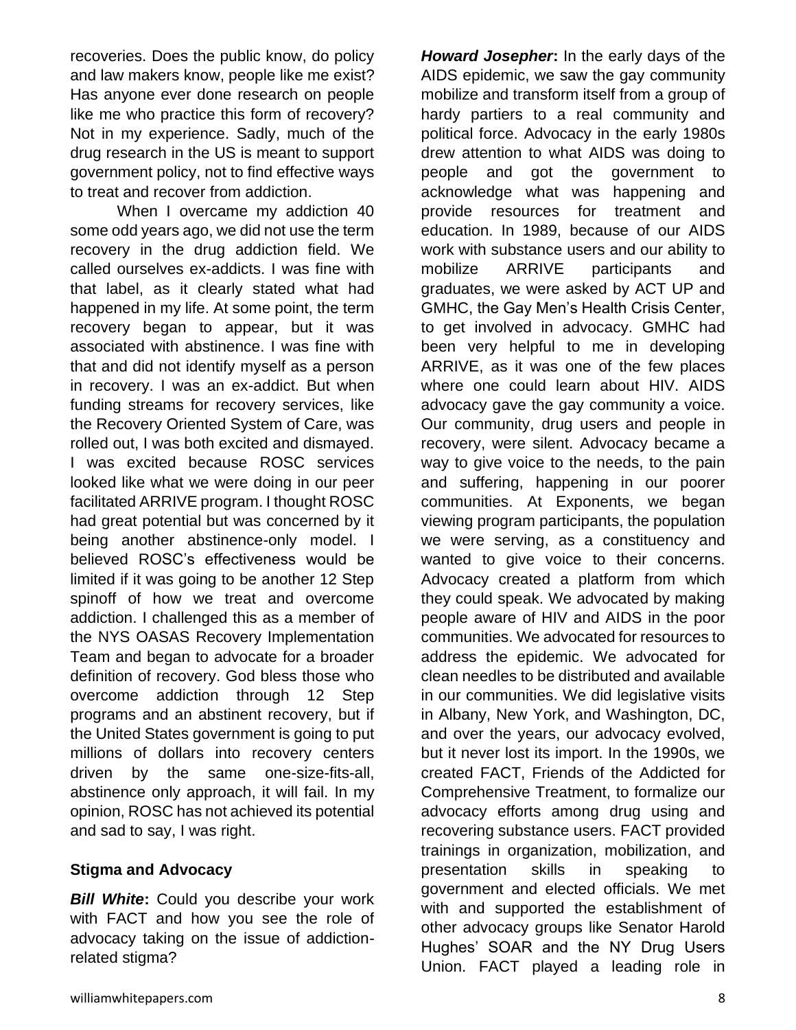recoveries. Does the public know, do policy and law makers know, people like me exist? Has anyone ever done research on people like me who practice this form of recovery? Not in my experience. Sadly, much of the drug research in the US is meant to support government policy, not to find effective ways to treat and recover from addiction.

When I overcame my addiction 40 some odd years ago, we did not use the term recovery in the drug addiction field. We called ourselves ex-addicts. I was fine with that label, as it clearly stated what had happened in my life. At some point, the term recovery began to appear, but it was associated with abstinence. I was fine with that and did not identify myself as a person in recovery. I was an ex-addict. But when funding streams for recovery services, like the Recovery Oriented System of Care, was rolled out, I was both excited and dismayed. I was excited because ROSC services looked like what we were doing in our peer facilitated ARRIVE program. I thought ROSC had great potential but was concerned by it being another abstinence-only model. I believed ROSC's effectiveness would be limited if it was going to be another 12 Step spinoff of how we treat and overcome addiction. I challenged this as a member of the NYS OASAS Recovery Implementation Team and began to advocate for a broader definition of recovery. God bless those who overcome addiction through 12 Step programs and an abstinent recovery, but if the United States government is going to put millions of dollars into recovery centers driven by the same one-size-fits-all, abstinence only approach, it will fail. In my opinion, ROSC has not achieved its potential and sad to say, I was right.

### Stigma and Advocacy

***Bill White*:** Could you describe your work with FACT and how you see the role of advocacy taking on the issue of addiction-related stigma?

***Howard Josepher*:** In the early days of the AIDS epidemic, we saw the gay community mobilize and transform itself from a group of hardy partiers to a real community and political force. Advocacy in the early 1980s drew attention to what AIDS was doing to people and got the government to acknowledge what was happening and provide resources for treatment and education. In 1989, because of our AIDS work with substance users and our ability to mobilize ARRIVE participants and graduates, we were asked by ACT UP and GMHC, the Gay Men's Health Crisis Center, to get involved in advocacy. GMHC had been very helpful to me in developing ARRIVE, as it was one of the few places where one could learn about HIV. AIDS advocacy gave the gay community a voice. Our community, drug users and people in recovery, were silent. Advocacy became a way to give voice to the needs, to the pain and suffering, happening in our poorer communities. At Exponents, we began viewing program participants, the population we were serving, as a constituency and wanted to give voice to their concerns. Advocacy created a platform from which they could speak. We advocated by making people aware of HIV and AIDS in the poor communities. We advocated for resources to address the epidemic. We advocated for clean needles to be distributed and available in our communities. We did legislative visits in Albany, New York, and Washington, DC, and over the years, our advocacy evolved, but it never lost its import. In the 1990s, we created FACT, Friends of the Addicted for Comprehensive Treatment, to formalize our advocacy efforts among drug using and recovering substance users. FACT provided trainings in organization, mobilization, and presentation skills in speaking to government and elected officials. We met with and supported the establishment of other advocacy groups like Senator Harold Hughes' SOAR and the NY Drug Users Union. FACT played a leading role in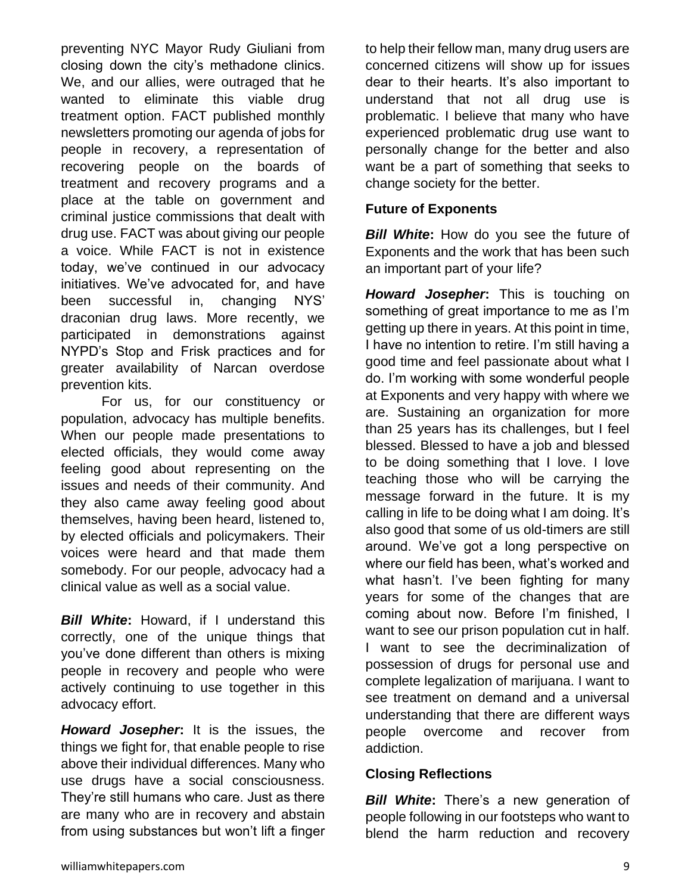preventing NYC Mayor Rudy Giuliani from closing down the city's methadone clinics. We, and our allies, were outraged that he wanted to eliminate this viable drug treatment option. FACT published monthly newsletters promoting our agenda of jobs for people in recovery, a representation of recovering people on the boards of treatment and recovery programs and a place at the table on government and criminal justice commissions that dealt with drug use. FACT was about giving our people a voice. While FACT is not in existence today, we've continued in our advocacy initiatives. We've advocated for, and have been successful in, changing NYS' draconian drug laws. More recently, we participated in demonstrations against NYPD's Stop and Frisk practices and for greater availability of Narcan overdose prevention kits.

For us, for our constituency or population, advocacy has multiple benefits. When our people made presentations to elected officials, they would come away feeling good about representing on the issues and needs of their community. And they also came away feeling good about themselves, having been heard, listened to, by elected officials and policymakers. Their voices were heard and that made them somebody. For our people, advocacy had a clinical value as well as a social value.

***Bill White*:** Howard, if I understand this correctly, one of the unique things that you've done different than others is mixing people in recovery and people who were actively continuing to use together in this advocacy effort.

***Howard Josepher*:** It is the issues, the things we fight for, that enable people to rise above their individual differences. Many who use drugs have a social consciousness. They're still humans who care. Just as there are many who are in recovery and abstain from using substances but won't lift a finger to help their fellow man, many drug users are concerned citizens will show up for issues dear to their hearts. It's also important to understand that not all drug use is problematic. I believe that many who have experienced problematic drug use want to personally change for the better and also want be a part of something that seeks to change society for the better.

### Future of Exponents

***Bill White*:** How do you see the future of Exponents and the work that has been such an important part of your life?

***Howard Josepher*:** This is touching on something of great importance to me as I'm getting up there in years. At this point in time, I have no intention to retire. I'm still having a good time and feel passionate about what I do. I'm working with some wonderful people at Exponents and very happy with where we are. Sustaining an organization for more than 25 years has its challenges, but I feel blessed. Blessed to have a job and blessed to be doing something that I love. I love teaching those who will be carrying the message forward in the future. It is my calling in life to be doing what I am doing. It's also good that some of us old-timers are still around. We've got a long perspective on where our field has been, what's worked and what hasn't. I've been fighting for many years for some of the changes that are coming about now. Before I'm finished, I want to see our prison population cut in half. I want to see the decriminalization of possession of drugs for personal use and complete legalization of marijuana. I want to see treatment on demand and a universal understanding that there are different ways people overcome and recover from addiction.

### Closing Reflections

***Bill White*:** There's a new generation of people following in our footsteps who want to blend the harm reduction and recovery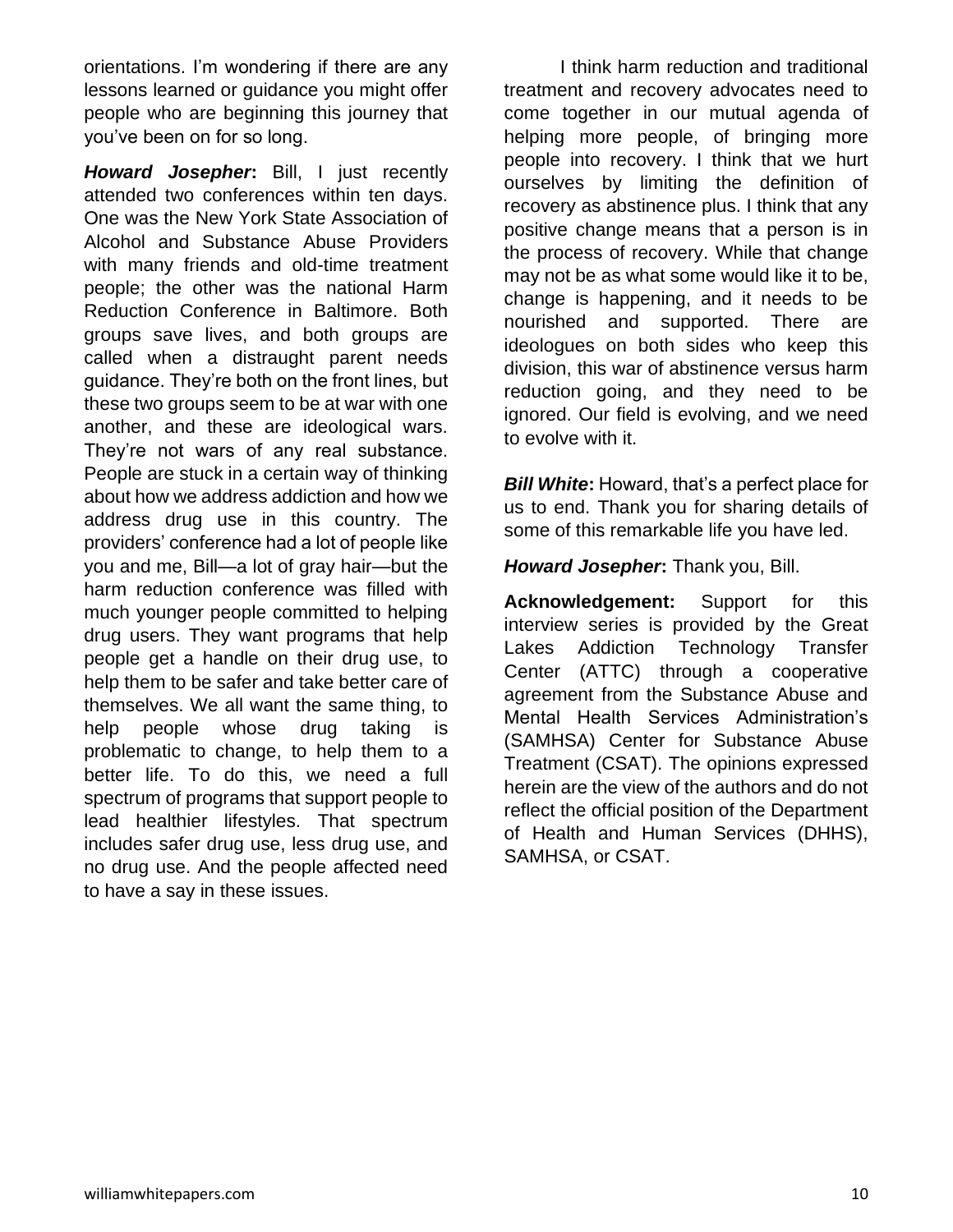orientations. I'm wondering if there are any lessons learned or guidance you might offer people who are beginning this journey that you've been on for so long.

***Howard Josepher*:** Bill, I just recently attended two conferences within ten days. One was the New York State Association of Alcohol and Substance Abuse Providers with many friends and old-time treatment people; the other was the national Harm Reduction Conference in Baltimore. Both groups save lives, and both groups are called when a distraught parent needs guidance. They're both on the front lines, but these two groups seem to be at war with one another, and these are ideological wars. They're not wars of any real substance. People are stuck in a certain way of thinking about how we address addiction and how we address drug use in this country. The providers' conference had a lot of people like you and me, Bill—a lot of gray hair—but the harm reduction conference was filled with much younger people committed to helping drug users. They want programs that help people get a handle on their drug use, to help them to be safer and take better care of themselves. We all want the same thing, to help people whose drug taking is problematic to change, to help them to a better life. To do this, we need a full spectrum of programs that support people to lead healthier lifestyles. That spectrum includes safer drug use, less drug use, and no drug use. And the people affected need to have a say in these issues.

I think harm reduction and traditional treatment and recovery advocates need to come together in our mutual agenda of helping more people, of bringing more people into recovery. I think that we hurt ourselves by limiting the definition of recovery as abstinence plus. I think that any positive change means that a person is in the process of recovery. While that change may not be as what some would like it to be, change is happening, and it needs to be nourished and supported. There are ideologues on both sides who keep this division, this war of abstinence versus harm reduction going, and they need to be ignored. Our field is evolving, and we need to evolve with it.

***Bill White*:** Howard, that's a perfect place for us to end. Thank you for sharing details of some of this remarkable life you have led.

***Howard Josepher*:** Thank you, Bill.

**Acknowledgement:** Support for this interview series is provided by the Great Lakes Addiction Technology Transfer Center (ATTC) through a cooperative agreement from the Substance Abuse and Mental Health Services Administration's (SAMHSA) Center for Substance Abuse Treatment (CSAT). The opinions expressed herein are the view of the authors and do not reflect the official position of the Department of Health and Human Services (DHHS), SAMHSA, or CSAT.